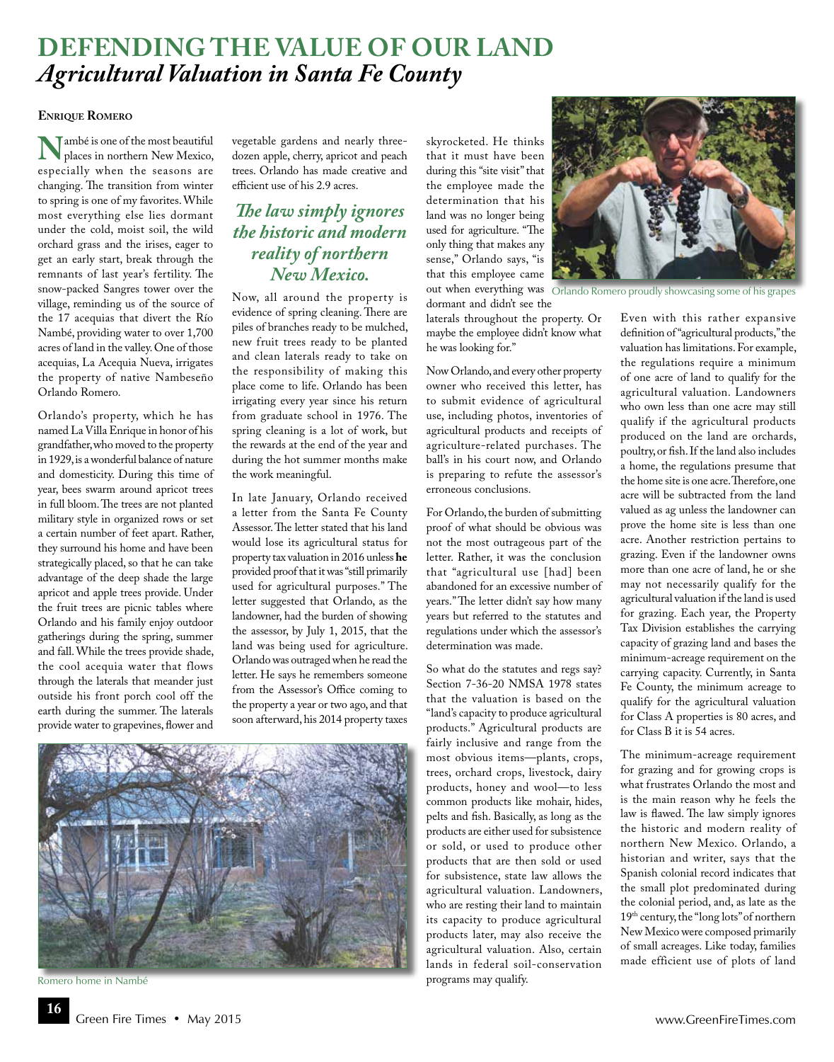# DEFENDING THE VALUE OF OUR LAND
## *Agricultural Valuation in Santa Fe County*

**Enrique Romero**

Nambé is one of the most beautiful places in northern New Mexico, especially when the seasons are changing. The transition from winter to spring is one of my favorites. While most everything else lies dormant under the cold, moist soil, the wild orchard grass and the irises, eager to get an early start, break through the remnants of last year's fertility. The snow-packed Sangres tower over the village, reminding us of the source of the 17 acequias that divert the Río Nambé, providing water to over 1,700 acres of land in the valley. One of those acequias, La Acequia Nueva, irrigates the property of native Nambeseño Orlando Romero.

Orlando's property, which he has named La Villa Enrique in honor of his grandfather, who moved to the property in 1929, is a wonderful balance of nature and domesticity. During this time of year, bees swarm around apricot trees in full bloom. The trees are not planted military style in organized rows or set a certain number of feet apart. Rather, they surround his home and have been strategically placed, so that he can take advantage of the deep shade the large apricot and apple trees provide. Under the fruit trees are picnic tables where Orlando and his family enjoy outdoor gatherings during the spring, summer and fall. While the trees provide shade, the cool acequia water that flows through the laterals that meander just outside his front porch cool off the earth during the summer. The laterals provide water to grapevines, flower and vegetable gardens and nearly three-dozen apple, cherry, apricot and peach trees. Orlando has made creative and efficient use of his 2.9 acres.

> ***The law simply ignores the historic and modern reality of northern New Mexico.***

Now, all around the property is evidence of spring cleaning. There are piles of branches ready to be mulched, new fruit trees ready to be planted and clean laterals ready to take on the responsibility of making this place come to life. Orlando has been irrigating every year since his return from graduate school in 1976. The spring cleaning is a lot of work, but the rewards at the end of the year and during the hot summer months make the work meaningful.

In late January, Orlando received a letter from the Santa Fe County Assessor. The letter stated that his land would lose its agricultural status for property tax valuation in 2016 unless **he** provided proof that it was "still primarily used for agricultural purposes." The letter suggested that Orlando, as the landowner, had the burden of showing the assessor, by July 1, 2015, that the land was being used for agriculture. Orlando was outraged when he read the letter. He says he remembers someone from the Assessor's Office coming to the property a year or two ago, and that soon afterward, his 2014 property taxes skyrocketed. He thinks that it must have been during this "site visit" that the employee made the determination that his land was no longer being used for agriculture. "The only thing that makes any sense," Orlando says, "is that this employee came out when everything was dormant and didn't see the laterals throughout the property. Or maybe the employee didn't know what he was looking for."

Orlando Romero proudly showcasing some of his grapes

Now Orlando, and every other property owner who received this letter, has to submit evidence of agricultural use, including photos, inventories of agricultural products and receipts of agriculture-related purchases. The ball's in his court now, and Orlando is preparing to refute the assessor's erroneous conclusions.

For Orlando, the burden of submitting proof of what should be obvious was not the most outrageous part of the letter. Rather, it was the conclusion that "agricultural use [had] been abandoned for an excessive number of years." The letter didn't say how many years but referred to the statutes and regulations under which the assessor's determination was made.

So what do the statutes and regs say? Section 7-36-20 NMSA 1978 states that the valuation is based on the "land's capacity to produce agricultural products." Agricultural products are fairly inclusive and range from the most obvious items—plants, crops, trees, orchard crops, livestock, dairy products, honey and wool—to less common products like mohair, hides, pelts and fish. Basically, as long as the products are either used for subsistence or sold, or used to produce other products that are then sold or used for subsistence, state law allows the agricultural valuation. Landowners, who are resting their land to maintain its capacity to produce agricultural products later, may also receive the agricultural valuation. Also, certain lands in federal soil-conservation programs may qualify.

Romero home in Nambé

Even with this rather expansive definition of "agricultural products," the valuation has limitations. For example, the regulations require a minimum of one acre of land to qualify for the agricultural valuation. Landowners who own less than one acre may still qualify if the agricultural products produced on the land are orchards, poultry, or fish. If the land also includes a home, the regulations presume that the home site is one acre. Therefore, one acre will be subtracted from the land valued as ag unless the landowner can prove the home site is less than one acre. Another restriction pertains to grazing. Even if the landowner owns more than one acre of land, he or she may not necessarily qualify for the agricultural valuation if the land is used for grazing. Each year, the Property Tax Division establishes the carrying capacity of grazing land and bases the minimum-acreage requirement on the carrying capacity. Currently, in Santa Fe County, the minimum acreage to qualify for the agricultural valuation for Class A properties is 80 acres, and for Class B it is 54 acres.

The minimum-acreage requirement for grazing and for growing crops is what frustrates Orlando the most and is the main reason why he feels the law is flawed. The law simply ignores the historic and modern reality of northern New Mexico. Orlando, a historian and writer, says that the Spanish colonial record indicates that the small plot predominated during the colonial period, and, as late as the 19th century, the "long lots" of northern New Mexico were composed primarily of small acreages. Like today, families made efficient use of plots of land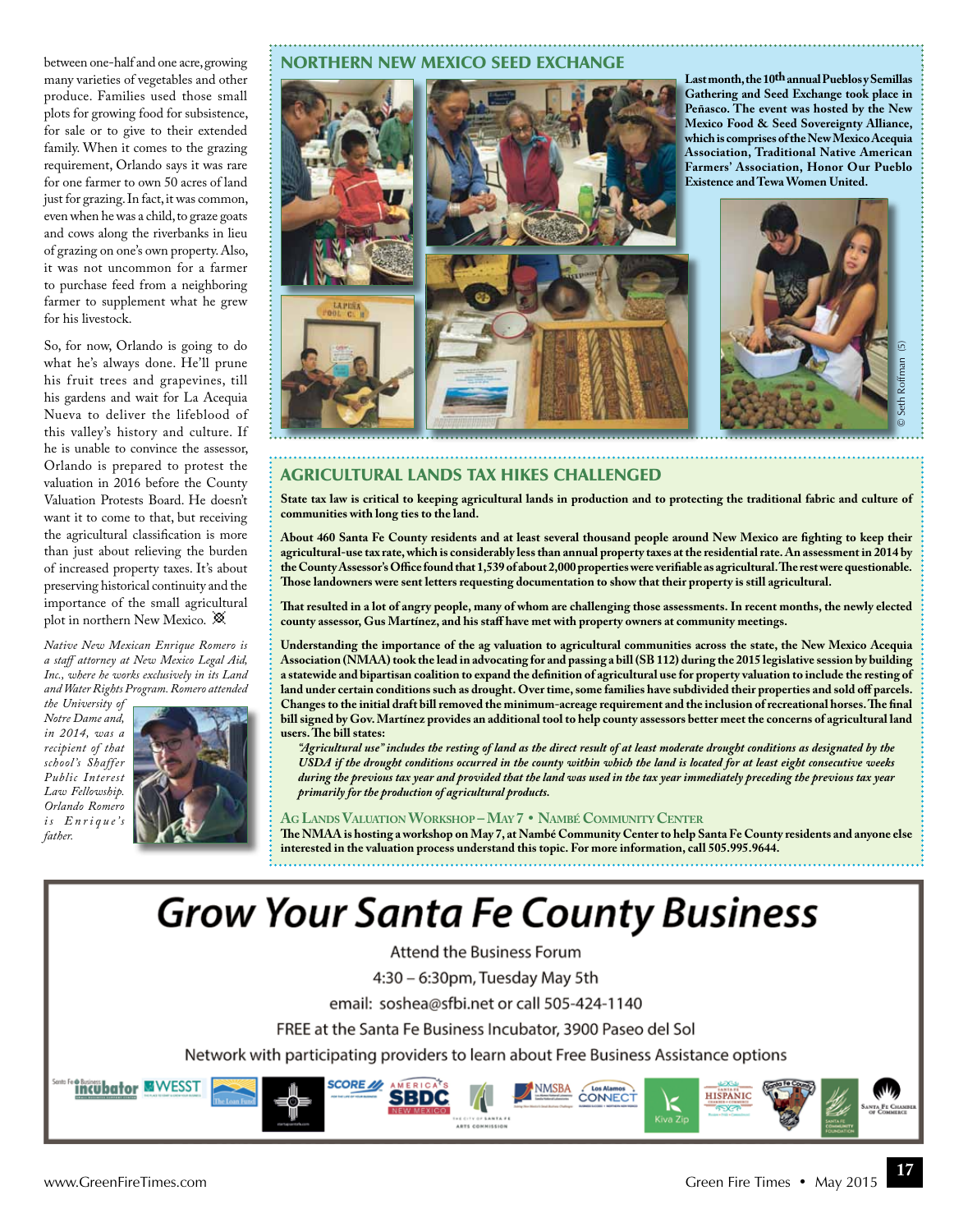between one-half and one acre, growing many varieties of vegetables and other produce. Families used those small plots for growing food for subsistence, for sale or to give to their extended family. When it comes to the grazing requirement, Orlando says it was rare for one farmer to own 50 acres of land just for grazing. In fact, it was common, even when he was a child, to graze goats and cows along the riverbanks in lieu of grazing on one's own property. Also, it was not uncommon for a farmer to purchase feed from a neighboring farmer to supplement what he grew for his livestock.

So, for now, Orlando is going to do what he's always done. He'll prune his fruit trees and grapevines, till his gardens and wait for La Acequia Nueva to deliver the lifeblood of this valley's history and culture. If he is unable to convince the assessor, Orlando is prepared to protest the valuation in 2016 before the County Valuation Protests Board. He doesn't want it to come to that, but receiving the agricultural classification is more than just about relieving the burden of increased property taxes. It's about preserving historical continuity and the importance of the small agricultural plot in northern New Mexico.

*Native New Mexican Enrique Romero is a staff attorney at New Mexico Legal Aid, Inc., where he works exclusively in its Land and Water Rights Program. Romero attended the University of Notre Dame and, in 2014, was a recipient of that school's Shaffer Public Interest Law Fellowship. Orlando Romero is Enrique's father.*

## NORTHERN NEW MEXICO SEED EXCHANGE

**Last month, the 10th annual Pueblos y Semillas Gathering and Seed Exchange took place in Peñasco. The event was hosted by the New Mexico Food & Seed Sovereignty Alliance, which is comprises of the New Mexico Acequia Association, Traditional Native American Farmers' Association, Honor Our Pueblo Existence and Tewa Women United.**

© Seth Roffman (5)

## AGRICULTURAL LANDS TAX HIKES CHALLENGED

**State tax law is critical to keeping agricultural lands in production and to protecting the traditional fabric and culture of communities with long ties to the land.**

**About 460 Santa Fe County residents and at least several thousand people around New Mexico are fighting to keep their agricultural-use tax rate, which is considerably less than annual property taxes at the residential rate. An assessment in 2014 by the County Assessor's Office found that 1,539 of about 2,000 properties were verifiable as agricultural. The rest were questionable. Those landowners were sent letters requesting documentation to show that their property is still agricultural.**

**That resulted in a lot of angry people, many of whom are challenging those assessments. In recent months, the newly elected county assessor, Gus Martínez, and his staff have met with property owners at community meetings.**

**Understanding the importance of the ag valuation to agricultural communities across the state, the New Mexico Acequia Association (NMAA) took the lead in advocating for and passing a bill (SB 112) during the 2015 legislative session by building a statewide and bipartisan coalition to expand the definition of agricultural use for property valuation to include the resting of land under certain conditions such as drought. Over time, some families have subdivided their properties and sold off parcels. Changes to the initial draft bill removed the minimum-acreage requirement and the inclusion of recreational horses. The final bill signed by Gov. Martínez provides an additional tool to help county assessors better meet the concerns of agricultural land users. The bill states:**

> ***"Agricultural use" includes the resting of land as the direct result of at least moderate drought conditions as designated by the USDA if the drought conditions occurred in the county within which the land is located for at least eight consecutive weeks during the previous tax year and provided that the land was used in the tax year immediately preceding the previous tax year primarily for the production of agricultural products.***

### AG LANDS VALUATION WORKSHOP – MAY 7 • NAMBÉ COMMUNITY CENTER

**The NMAA is hosting a workshop on May 7, at Nambé Community Center to help Santa Fe County residents and anyone else interested in the valuation process understand this topic. For more information, call 505.995.9644.**

# Grow Your Santa Fe County Business

Attend the Business Forum

4:30 – 6:30pm, Tuesday May 5th

email: soshea@sfbi.net or call 505-424-1140

FREE at the Santa Fe Business Incubator, 3900 Paseo del Sol

Network with participating providers to learn about Free Business Assistance options